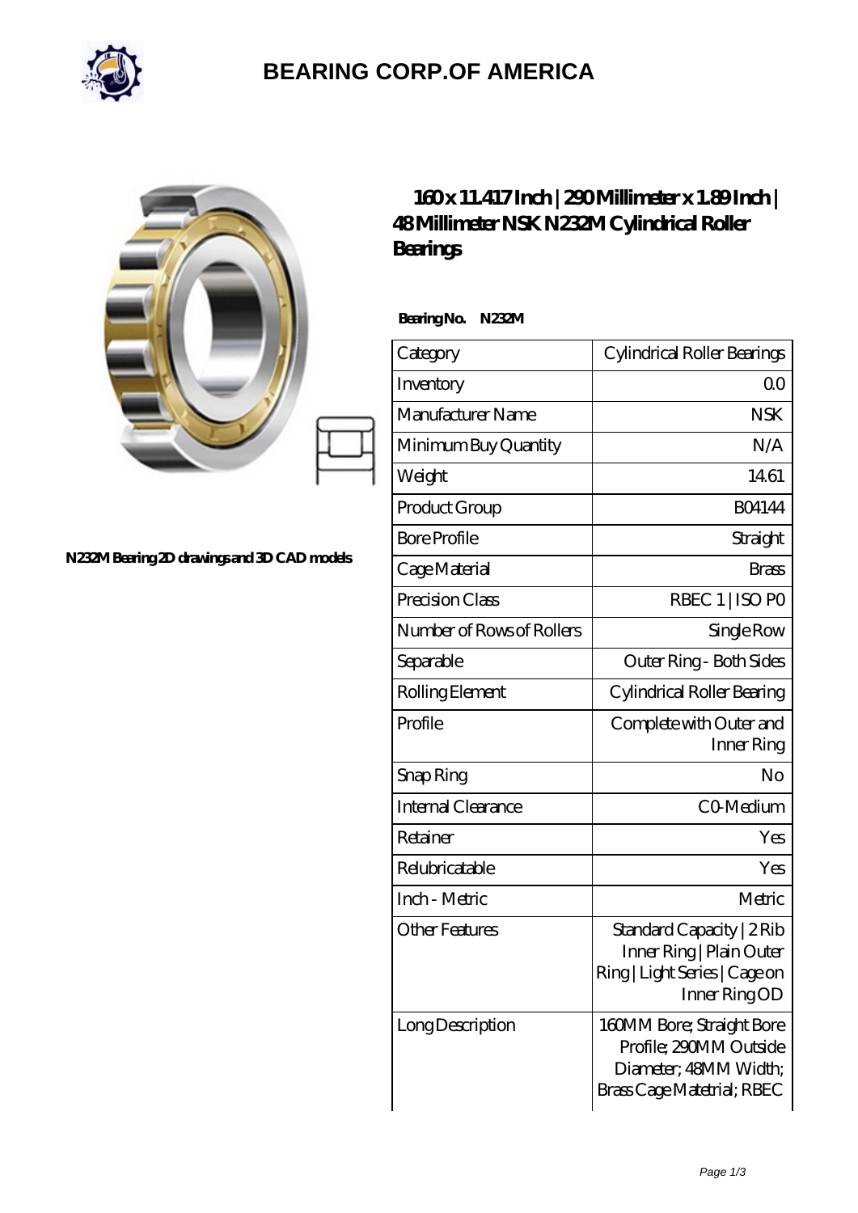# BEARING CORP.OF AMERICA

N232M Bearing 2D drawings and 3D CAD models

## 160x 11.417 Inch | 290 Millimeter x 1.89 Inch | 48 Millimeter NSK N232M Cylindrical Roller Bearings

**Bearing No. N232M**

| Category | Cylindrical Roller Bearings |
|---|---|
| Inventory | 0.0 |
| Manufacturer Name | NSK |
| Minimum Buy Quantity | N/A |
| Weight | 14.61 |
| Product Group | B04144 |
| Bore Profile | Straight |
| Cage Material | Brass |
| Precision Class | RBEC 1 \| ISO P0 |
| Number of Rows of Rollers | Single Row |
| Separable | Outer Ring - Both Sides |
| Rolling Element | Cylindrical Roller Bearing |
| Profile | Complete with Outer and Inner Ring |
| Snap Ring | No |
| Internal Clearance | C0-Medium |
| Retainer | Yes |
| Relubricatable | Yes |
| Inch - Metric | Metric |
| Other Features | Standard Capacity \| 2 Rib Inner Ring \| Plain Outer Ring \| Light Series \| Cage on Inner Ring OD |
| Long Description | 160MM Bore; Straight Bore Profile; 290MM Outside Diameter; 48MM Width; Brass Cage Matetrial; RBEC |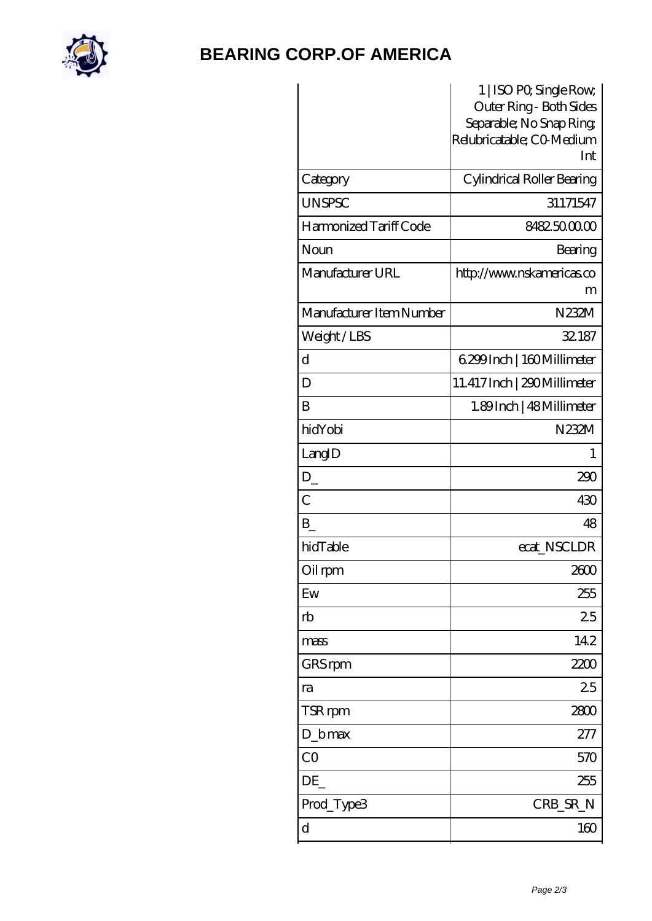| | |
|---|---|
| | 1 \| ISO P0; Single Row; Outer Ring - Both Sides Separable; No Snap Ring; Relubricatable; C0-Medium Int |
| Category | Cylindrical Roller Bearing |
| UNSPSC | 31171547 |
| Harmonized Tariff Code | 8482.50.00.00 |
| Noun | Bearing |
| Manufacturer URL | http://www.nskamericas.com |
| Manufacturer Item Number | N232M |
| Weight / LBS | 32.187 |
| d | 6.299 Inch \| 160 Millimeter |
| D | 11.417 Inch \| 290 Millimeter |
| B | 1.89 Inch \| 48 Millimeter |
| hidYobi | N232M |
| LangID | 1 |
| D_ | 290 |
| C | 430 |
| B_ | 48 |
| hidTable | ecat_NSCLDR |
| Oil rpm | 2600 |
| Ew | 255 |
| rb | 2.5 |
| mass | 14.2 |
| GRS rpm | 2200 |
| ra | 2.5 |
| TSR rpm | 2800 |
| D_b max | 277 |
| C0 | 570 |
| DE_ | 255 |
| Prod_Type3 | CRB_SR_N |
| d | 160 |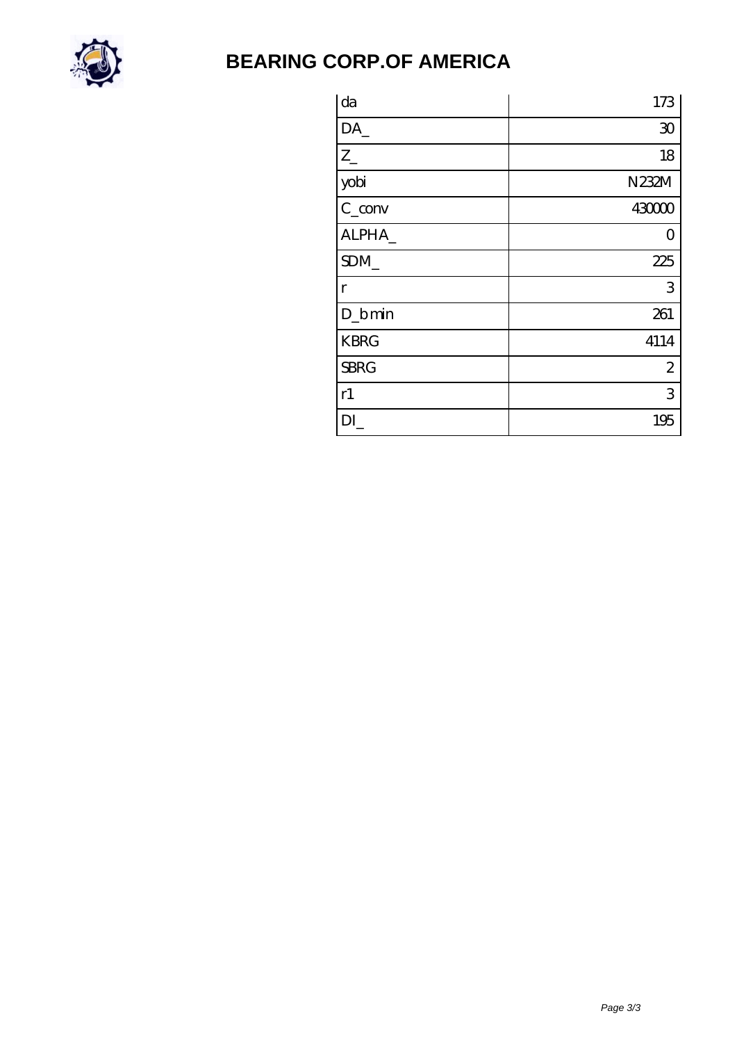| | |
|---|---|
| da | 173 |
| DA_ | 30 |
| Z_ | 18 |
| yobi | N232M |
| C_conv | 430000 |
| ALPHA_ | 0 |
| SDM_ | 225 |
| r | 3 |
| D_b min | 261 |
| KBRG | 4114 |
| SBRG | 2 |
| r1 | 3 |
| DI_ | 195 |